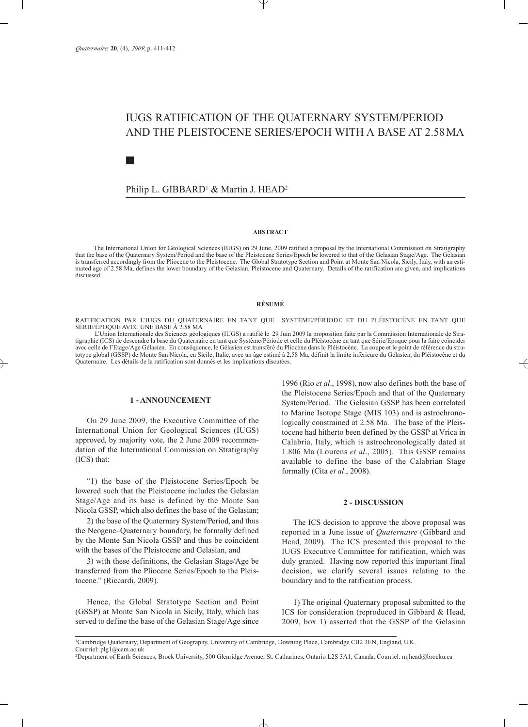# IUGS RATIFICATION OF THE QUATERNARY SYSTEM/PERIOD AND THE PLEISTOCENE SERIES/EPOCH WITH A BASE AT 2.58 MA

■

Philip L. GIBBARD[1] & Martin J. HEAD[2]

### ABSTRACT

The International Union for Geological Sciences (IUGS) on 29 June, 2009 ratified a proposal by the International Commission on Stratigraphy that the base of the Quaternary System/Period and the base of the Pleistocene Series/Epoch be lowered to that of the Gelasian Stage/Age. The Gelasian is transferred accordingly from the Pliocene to the Pleistocene. The Global Stratotype Section and Point at Monte San Nicola, Sicily, Italy, with an estimated age of 2.58 Ma, defines the lower boundary of the Gelasian, Pleistocene and Quaternary. Details of the ratification are given, and implications discussed.

### RÉSUMÉ

RATIFICATION PAR L'IUGS DU QUATERNAIRE EN TANT QUE SYSTÈME/PÉRIODE ET DU PLÉISTOCÈNE EN TANT QUE SÉRIE/ÉPOQUE AVEC UNE BASE À 2.58 MA

L'Union Internationale des Sciences géologiques (IUGS) a ratifié le 29 Juin 2009 la proposition faite par la Commission Internationale de Stratigraphie (ICS) de descendre la base du Quaternaire en tant que Système/Période et celle du Pléistocène en tant que Série/Epoque pour la faire coïncider avec celle de l'Etage/Age Gélasien. En conséquence, le Gélasien est transféré du Pliocène dans le Pléistocène. La coupe et le point de référence du stratotype global (GSSP) de Monte San Nicola, en Sicile, Italie, avec un âge estimé à 2,58 Ma, définit la limite inférieure du Gélasien, du Pléistocène et du Quaternaire. Les détails de la ratification sont donnés et les implications discutées.

## 1 - ANNOUNCEMENT

On 29 June 2009, the Executive Committee of the International Union for Geological Sciences (IUGS) approved, by majority vote, the 2 June 2009 recommendation of the International Commission on Stratigraphy (ICS) that:

"1) the base of the Pleistocene Series/Epoch be lowered such that the Pleistocene includes the Gelasian Stage/Age and its base is defined by the Monte San Nicola GSSP, which also defines the base of the Gelasian;

2) the base of the Quaternary System/Period, and thus the Neogene–Quaternary boundary, be formally defined by the Monte San Nicola GSSP and thus be coincident with the bases of the Pleistocene and Gelasian, and

3) with these definitions, the Gelasian Stage/Age be transferred from the Pliocene Series/Epoch to the Pleistocene." (Riccardi, 2009).

Hence, the Global Stratotype Section and Point (GSSP) at Monte San Nicola in Sicily, Italy, which has served to define the base of the Gelasian Stage/Age since 1996 (Rio *et al*., 1998), now also defines both the base of the Pleistocene Series/Epoch and that of the Quaternary System/Period. The Gelasian GSSP has been correlated to Marine Isotope Stage (MIS 103) and is astrochronologically constrained at 2.58 Ma. The base of the Pleistocene had hitherto been defined by the GSSP at Vrica in Calabria, Italy, which is astrochronologically dated at 1.806 Ma (Lourens *et al*., 2005). This GSSP remains available to define the base of the Calabrian Stage formally (Cita *et al*., 2008).

## 2 - DISCUSSION

The ICS decision to approve the above proposal was reported in a June issue of *Quaternaire* (Gibbard and Head, 2009). The ICS presented this proposal to the IUGS Executive Committee for ratification, which was duly granted. Having now reported this important final decision, we clarify several issues relating to the boundary and to the ratification process.

1) The original Quaternary proposal submitted to the ICS for consideration (reproduced in Gibbard & Head, 2009, box 1) asserted that the GSSP of the Gelasian

---

[1]Cambridge Quaternary, Department of Geography, University of Cambridge, Downing Place, Cambridge CB2 3EN, England, U.K. Courriel: plg1@cam.ac.uk

[2]Department of Earth Sciences, Brock University, 500 Glenridge Avenue, St. Catharines, Ontario L2S 3A1, Canada. Courriel: mjhead@brocku.ca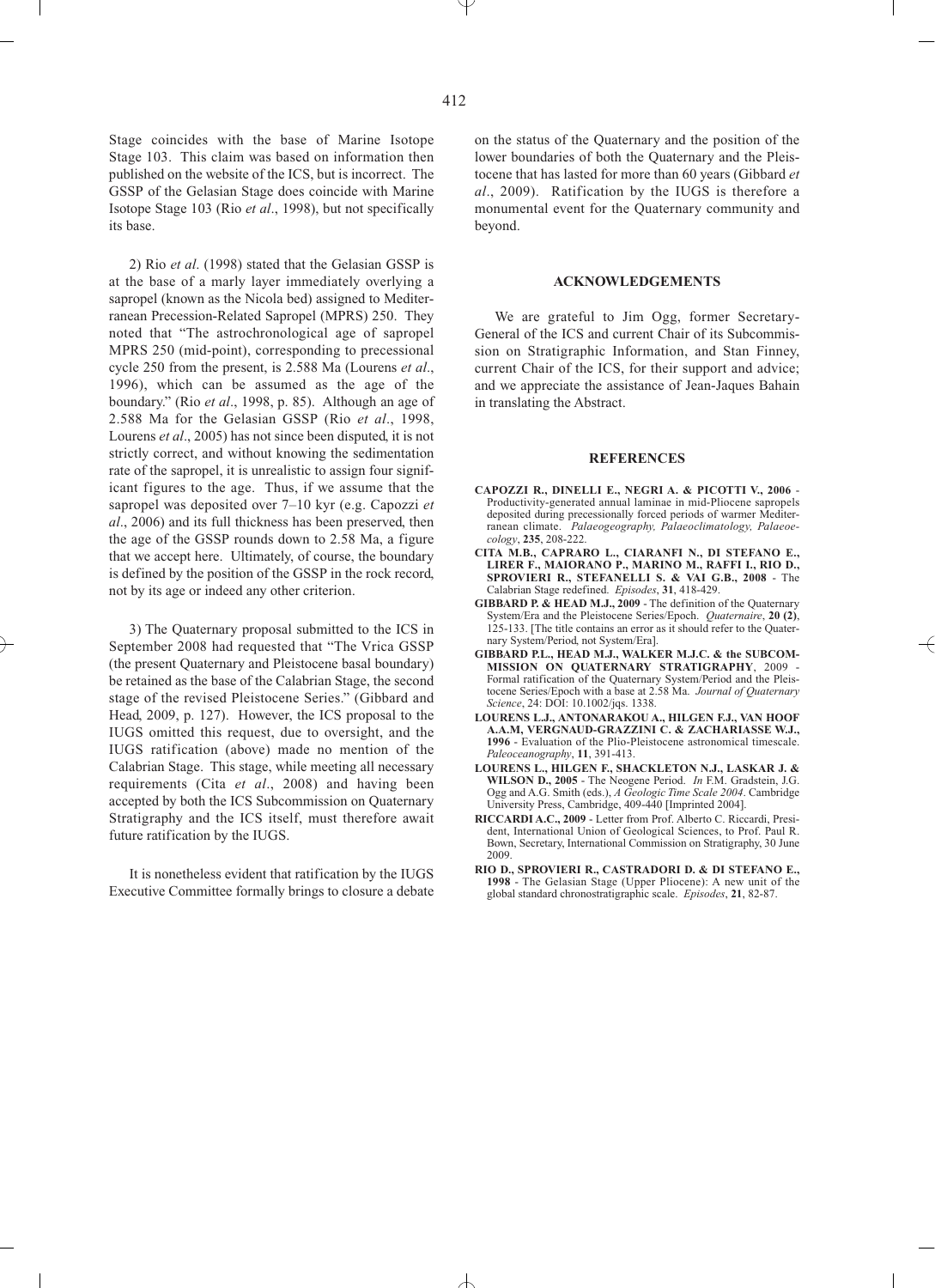Stage coincides with the base of Marine Isotope Stage 103. This claim was based on information then published on the website of the ICS, but is incorrect. The GSSP of the Gelasian Stage does coincide with Marine Isotope Stage 103 (Rio *et al*., 1998), but not specifically its base.

2) Rio *et al*. (1998) stated that the Gelasian GSSP is at the base of a marly layer immediately overlying a sapropel (known as the Nicola bed) assigned to Mediterranean Precession-Related Sapropel (MPRS) 250. They noted that "The astrochronological age of sapropel MPRS 250 (mid-point), corresponding to precessional cycle 250 from the present, is 2.588 Ma (Lourens *et al*., 1996), which can be assumed as the age of the boundary." (Rio *et al*., 1998, p. 85). Although an age of 2.588 Ma for the Gelasian GSSP (Rio *et al*., 1998, Lourens *et al*., 2005) has not since been disputed, it is not strictly correct, and without knowing the sedimentation rate of the sapropel, it is unrealistic to assign four significant figures to the age. Thus, if we assume that the sapropel was deposited over 7–10 kyr (e.g. Capozzi *et al*., 2006) and its full thickness has been preserved, then the age of the GSSP rounds down to 2.58 Ma, a figure that we accept here. Ultimately, of course, the boundary is defined by the position of the GSSP in the rock record, not by its age or indeed any other criterion.

3) The Quaternary proposal submitted to the ICS in September 2008 had requested that "The Vrica GSSP (the present Quaternary and Pleistocene basal boundary) be retained as the base of the Calabrian Stage, the second stage of the revised Pleistocene Series." (Gibbard and Head, 2009, p. 127). However, the ICS proposal to the IUGS omitted this request, due to oversight, and the IUGS ratification (above) made no mention of the Calabrian Stage. This stage, while meeting all necessary requirements (Cita *et al*., 2008) and having been accepted by both the ICS Subcommission on Quaternary Stratigraphy and the ICS itself, must therefore await future ratification by the IUGS.

It is nonetheless evident that ratification by the IUGS Executive Committee formally brings to closure a debate on the status of the Quaternary and the position of the lower boundaries of both the Quaternary and the Pleistocene that has lasted for more than 60 years (Gibbard *et al*., 2009). Ratification by the IUGS is therefore a monumental event for the Quaternary community and beyond.

## ACKNOWLEDGEMENTS

We are grateful to Jim Ogg, former Secretary-General of the ICS and current Chair of its Subcommission on Stratigraphic Information, and Stan Finney, current Chair of the ICS, for their support and advice; and we appreciate the assistance of Jean-Jaques Bahain in translating the Abstract.

## REFERENCES

**CAPOZZI R., DINELLI E., NEGRI A. & PICOTTI V., 2006** - Productivity-generated annual laminae in mid-Pliocene sapropels deposited during precessionally forced periods of warmer Mediterranean climate. *Palaeogeography, Palaeoclimatology, Palaeoecology*, **235**, 208-222.

**CITA M.B., CAPRARO L., CIARANFI N., DI STEFANO E., LIRER F., MAIORANO P., MARINO M., RAFFI I., RIO D., SPROVIERI R., STEFANELLI S. & VAI G.B., 2008** - The Calabrian Stage redefined. *Episodes*, **31**, 418-429.

**GIBBARD P. & HEAD M.J., 2009** - The definition of the Quaternary System/Era and the Pleistocene Series/Epoch. *Quaternaire*, **20 (2)**, 125-133. [The title contains an error as it should refer to the Quaternary System/Period, not System/Era].

**GIBBARD P.L., HEAD M.J., WALKER M.J.C. & the SUBCOMMISSION ON QUATERNARY STRATIGRAPHY**, 2009 - Formal ratification of the Quaternary System/Period and the Pleistocene Series/Epoch with a base at 2.58 Ma. *Journal of Quaternary Science*, 24: DOI: 10.1002/jqs. 1338.

**LOURENS L.J., ANTONARAKOU A., HILGEN F.J., VAN HOOF A.A.M, VERGNAUD-GRAZZINI C. & ZACHARIASSE W.J., 1996** - Evaluation of the Plio-Pleistocene astronomical timescale. *Paleoceanography*, **11**, 391-413.

**LOURENS L., HILGEN F., SHACKLETON N.J., LASKAR J. & WILSON D., 2005** - The Neogene Period. *In* F.M. Gradstein, J.G. Ogg and A.G. Smith (eds.), *A Geologic Time Scale 2004*. Cambridge University Press, Cambridge, 409-440 [Imprinted 2004].

**RICCARDI A.C., 2009** - Letter from Prof. Alberto C. Riccardi, President, International Union of Geological Sciences, to Prof. Paul R. Bown, Secretary, International Commission on Stratigraphy, 30 June 2009.

**RIO D., SPROVIERI R., CASTRADORI D. & DI STEFANO E., 1998** - The Gelasian Stage (Upper Pliocene): A new unit of the global standard chronostratigraphic scale. *Episodes*, **21**, 82-87.